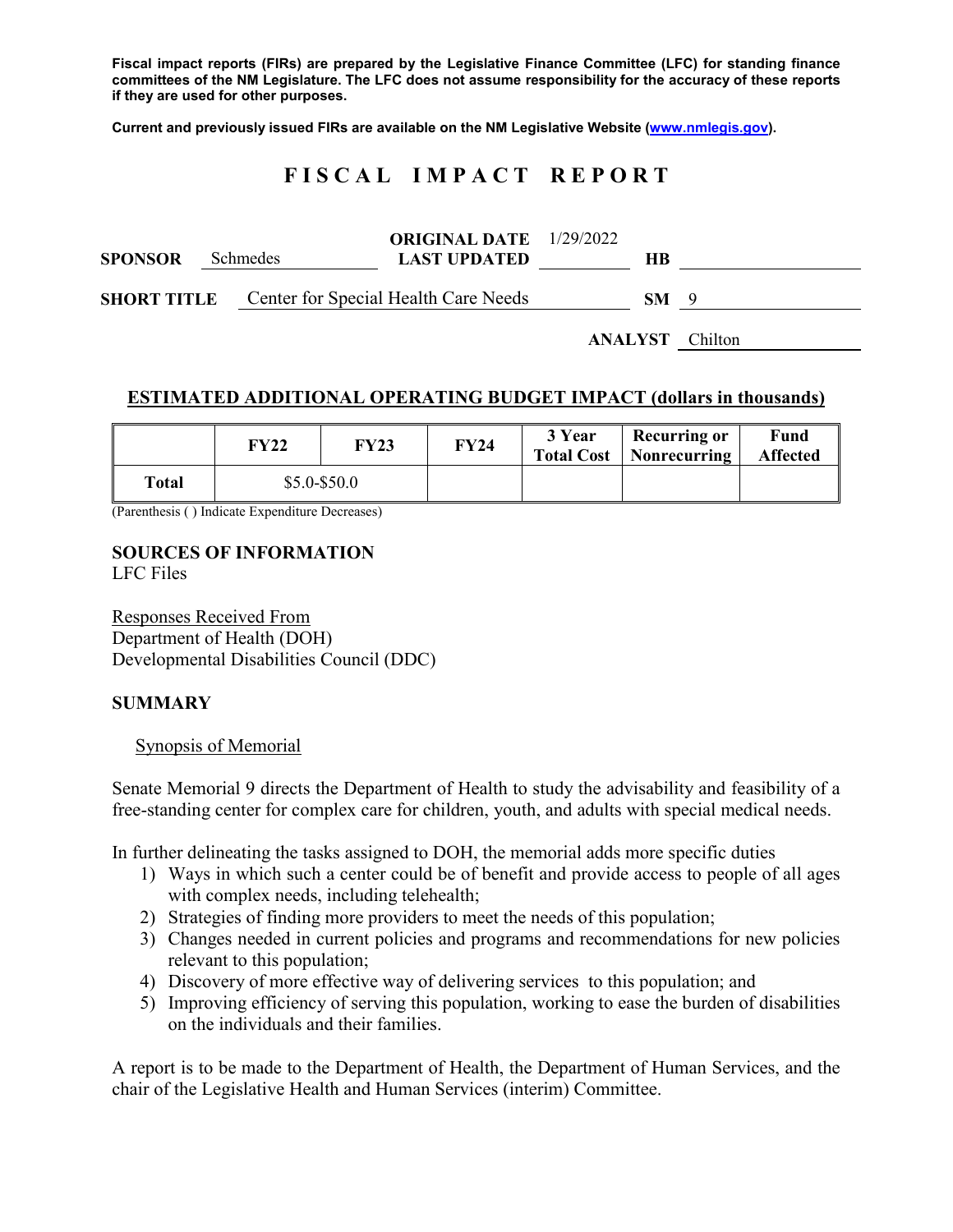**Fiscal impact reports (FIRs) are prepared by the Legislative Finance Committee (LFC) for standing finance committees of the NM Legislature. The LFC does not assume responsibility for the accuracy of these reports if they are used for other purposes.**

**Current and previously issued FIRs are available on the NM Legislative Website (www.nmlegis.gov).**

# F I S C A L   I M P A C T   R E P O R T

**SPONSOR** Schmedes　　**ORIGINAL DATE** 1/29/2022
**LAST UPDATED** 　　**HB** 

**SHORT TITLE** Center for Special Health Care Needs　　**SM** 9

**ANALYST** Chilton

## ESTIMATED ADDITIONAL OPERATING BUDGET IMPACT (dollars in thousands)

| | FY22 | FY23 | FY24 | 3 Year Total Cost | Recurring or Nonrecurring | Fund Affected |
|---|---|---|---|---|---|---|
| **Total** | $5.0-$50.0 | | | | | |

(Parenthesis ( ) Indicate Expenditure Decreases)

## SOURCES OF INFORMATION

LFC Files

Responses Received From
Department of Health (DOH)
Developmental Disabilities Council (DDC)

## SUMMARY

Synopsis of Memorial

Senate Memorial 9 directs the Department of Health to study the advisability and feasibility of a free-standing center for complex care for children, youth, and adults with special medical needs.

In further delineating the tasks assigned to DOH, the memorial adds more specific duties

1) Ways in which such a center could be of benefit and provide access to people of all ages with complex needs, including telehealth;
2) Strategies of finding more providers to meet the needs of this population;
3) Changes needed in current policies and programs and recommendations for new policies relevant to this population;
4) Discovery of more effective way of delivering services to this population; and
5) Improving efficiency of serving this population, working to ease the burden of disabilities on the individuals and their families.

A report is to be made to the Department of Health, the Department of Human Services, and the chair of the Legislative Health and Human Services (interim) Committee.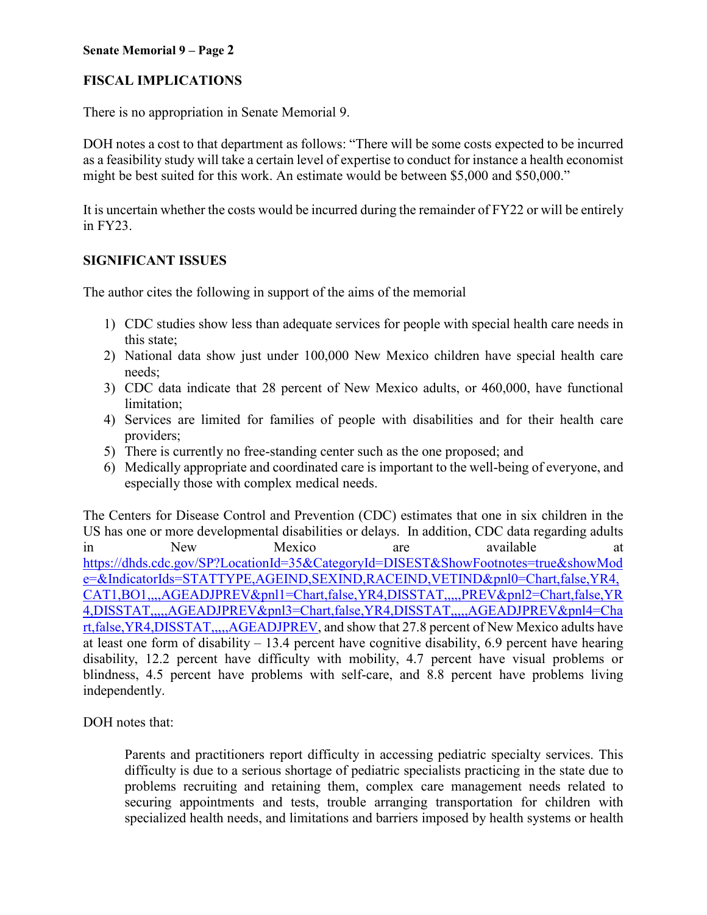## FISCAL IMPLICATIONS

There is no appropriation in Senate Memorial 9.

DOH notes a cost to that department as follows: "There will be some costs expected to be incurred as a feasibility study will take a certain level of expertise to conduct for instance a health economist might be best suited for this work. An estimate would be between $5,000 and $50,000."

It is uncertain whether the costs would be incurred during the remainder of FY22 or will be entirely in FY23.

## SIGNIFICANT ISSUES

The author cites the following in support of the aims of the memorial

1) CDC studies show less than adequate services for people with special health care needs in this state;
2) National data show just under 100,000 New Mexico children have special health care needs;
3) CDC data indicate that 28 percent of New Mexico adults, or 460,000, have functional limitation;
4) Services are limited for families of people with disabilities and for their health care providers;
5) There is currently no free-standing center such as the one proposed; and
6) Medically appropriate and coordinated care is important to the well-being of everyone, and especially those with complex medical needs.

The Centers for Disease Control and Prevention (CDC) estimates that one in six children in the US has one or more developmental disabilities or delays. In addition, CDC data regarding adults in New Mexico are available at [https://dhds.cdc.gov/SP?LocationId=35&CategoryId=DISEST&ShowFootnotes=true&showMode=&IndicatorIds=STATTYPE,AGEIND,SEXIND,RACEIND,VETIND&pnl0=Chart,false,YR4,CAT1,BO1,,,,,AGEADJPREV&pnl1=Chart,false,YR4,DISSTAT,,,,,PREV&pnl2=Chart,false,YR4,DISSTAT,,,,,AGEADJPREV&pnl3=Chart,false,YR4,DISSTAT,,,,,AGEADJPREV&pnl4=Chart,false,YR4,DISSTAT,,,,,AGEADJPREV](https://dhds.cdc.gov/SP?LocationId=35&CategoryId=DISEST&ShowFootnotes=true&showMode=&IndicatorIds=STATTYPE,AGEIND,SEXIND,RACEIND,VETIND&pnl0=Chart,false,YR4,CAT1,BO1,,,,,AGEADJPREV&pnl1=Chart,false,YR4,DISSTAT,,,,,PREV&pnl2=Chart,false,YR4,DISSTAT,,,,,AGEADJPREV&pnl3=Chart,false,YR4,DISSTAT,,,,,AGEADJPREV&pnl4=Chart,false,YR4,DISSTAT,,,,,AGEADJPREV), and show that 27.8 percent of New Mexico adults have at least one form of disability – 13.4 percent have cognitive disability, 6.9 percent have hearing disability, 12.2 percent have difficulty with mobility, 4.7 percent have visual problems or blindness, 4.5 percent have problems with self-care, and 8.8 percent have problems living independently.

DOH notes that:

> Parents and practitioners report difficulty in accessing pediatric specialty services. This difficulty is due to a serious shortage of pediatric specialists practicing in the state due to problems recruiting and retaining them, complex care management needs related to securing appointments and tests, trouble arranging transportation for children with specialized health needs, and limitations and barriers imposed by health systems or health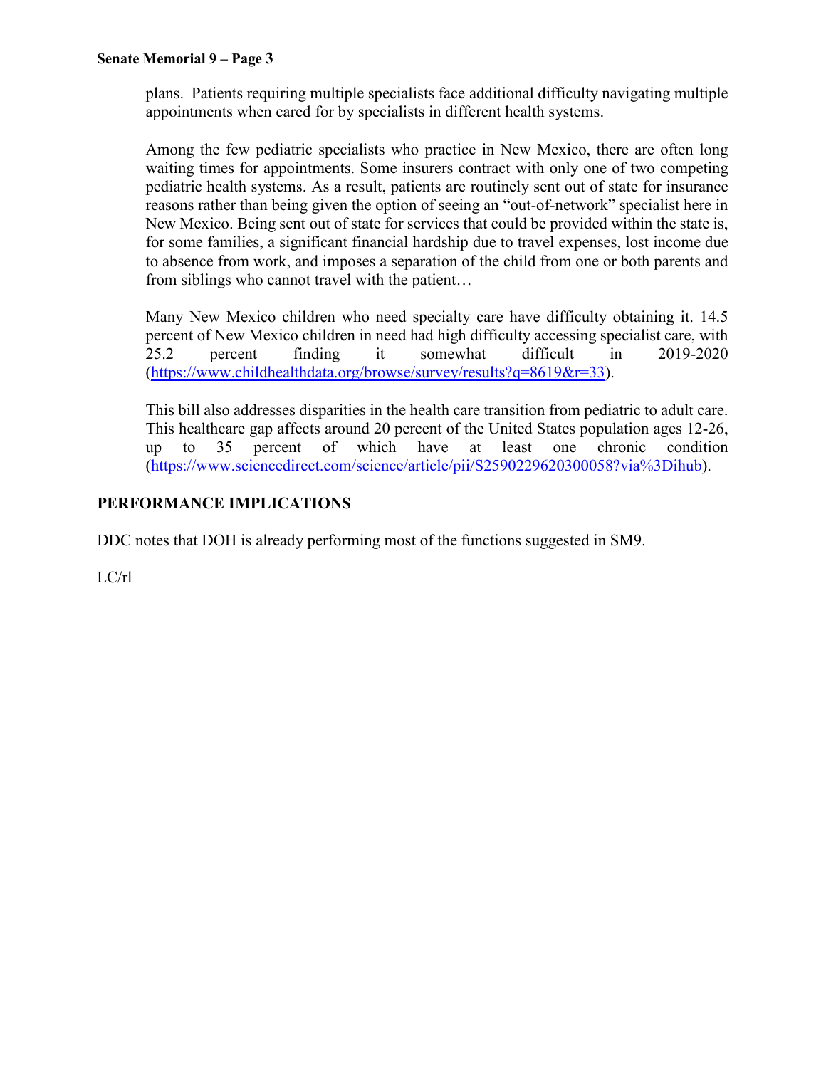plans. Patients requiring multiple specialists face additional difficulty navigating multiple appointments when cared for by specialists in different health systems.

Among the few pediatric specialists who practice in New Mexico, there are often long waiting times for appointments. Some insurers contract with only one of two competing pediatric health systems. As a result, patients are routinely sent out of state for insurance reasons rather than being given the option of seeing an "out-of-network" specialist here in New Mexico. Being sent out of state for services that could be provided within the state is, for some families, a significant financial hardship due to travel expenses, lost income due to absence from work, and imposes a separation of the child from one or both parents and from siblings who cannot travel with the patient…

Many New Mexico children who need specialty care have difficulty obtaining it. 14.5 percent of New Mexico children in need had high difficulty accessing specialist care, with 25.2 percent finding it somewhat difficult in 2019-2020 (https://www.childhealthdata.org/browse/survey/results?q=8619&r=33).

This bill also addresses disparities in the health care transition from pediatric to adult care. This healthcare gap affects around 20 percent of the United States population ages 12-26, up to 35 percent of which have at least one chronic condition (https://www.sciencedirect.com/science/article/pii/S2590229620300058?via%3Dihub).

## PERFORMANCE IMPLICATIONS

DDC notes that DOH is already performing most of the functions suggested in SM9.

LC/rl